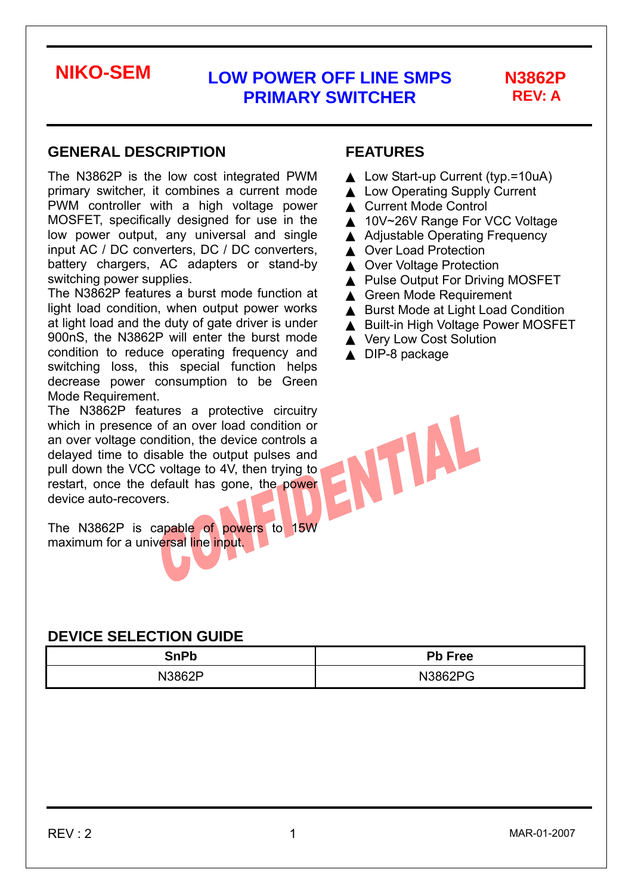**NIKO-SEM**

# LOW POWER OFF LINE SMPS PRIMARY SWITCHER

**N3862P**
**REV: A**

## GENERAL DESCRIPTION

The N3862P is the low cost integrated PWM primary switcher, it combines a current mode PWM controller with a high voltage power MOSFET, specifically designed for use in the low power output, any universal and single input AC / DC converters, DC / DC converters, battery chargers, AC adapters or stand-by switching power supplies.

The N3862P features a burst mode function at light load condition, when output power works at light load and the duty of gate driver is under 900nS, the N3862P will enter the burst mode condition to reduce operating frequency and switching loss, this special function helps decrease power consumption to be Green Mode Requirement.

The N3862P features a protective circuitry which in presence of an over load condition or an over voltage condition, the device controls a delayed time to disable the output pulses and pull down the VCC voltage to 4V, then trying to restart, once the default has gone, the power device auto-recovers.

The N3862P is capable of powers to 15W maximum for a universal line input.

## FEATURES

- ▲ Low Start-up Current (typ.=10uA)
- ▲ Low Operating Supply Current
- ▲ Current Mode Control
- ▲ 10V~26V Range For VCC Voltage
- ▲ Adjustable Operating Frequency
- ▲ Over Load Protection
- ▲ Over Voltage Protection
- ▲ Pulse Output For Driving MOSFET
- ▲ Green Mode Requirement
- ▲ Burst Mode at Light Load Condition
- ▲ Built-in High Voltage Power MOSFET
- ▲ Very Low Cost Solution
- ▲ DIP-8 package

CONFIDENTIAL

## DEVICE SELECTION GUIDE

| SnPb | Pb Free |
|---|---|
| N3862P | N3862PG |

REV : 2 MAR-01-2007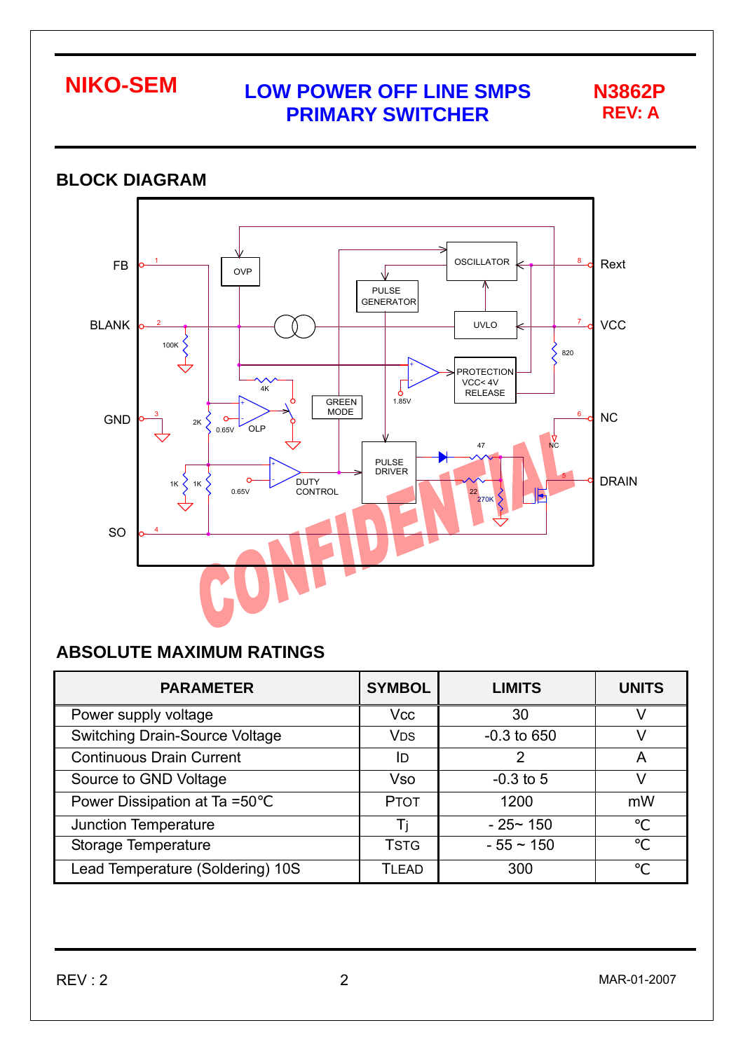## BLOCK DIAGRAM

FB 1, BLANK 2, GND 3, SO 4, DRAIN 5, NC 6, VCC 7, Rext 8

OVP, OSCILLATOR, PULSE GENERATOR, UVLO, PROTECTION VCC< 4V RELEASE, GREEN MODE, OLP, DUTY CONTROL, PULSE DRIVER

100K, 4K, 2K, 1K, 1K, 0.65V, 0.65V, 1.85V, 820, 47, 22, 270K, NC

CONFIDENTIAL

## ABSOLUTE MAXIMUM RATINGS

| PARAMETER | SYMBOL | LIMITS | UNITS |
|---|---|---|---|
| Power supply voltage | Vcc | 30 | V |
| Switching Drain-Source Voltage | $V_{DS}$ | -0.3 to 650 | V |
| Continuous Drain Current | $I_D$ | 2 | A |
| Source to GND Voltage | Vso | -0.3 to 5 | V |
| Power Dissipation at Ta =50°C | $P_{TOT}$ | 1200 | mW |
| Junction Temperature | $T_j$ | - 25~ 150 | °C |
| Storage Temperature | $T_{STG}$ | - 55 ~ 150 | °C |
| Lead Temperature (Soldering) 10S | $T_{LEAD}$ | 300 | °C |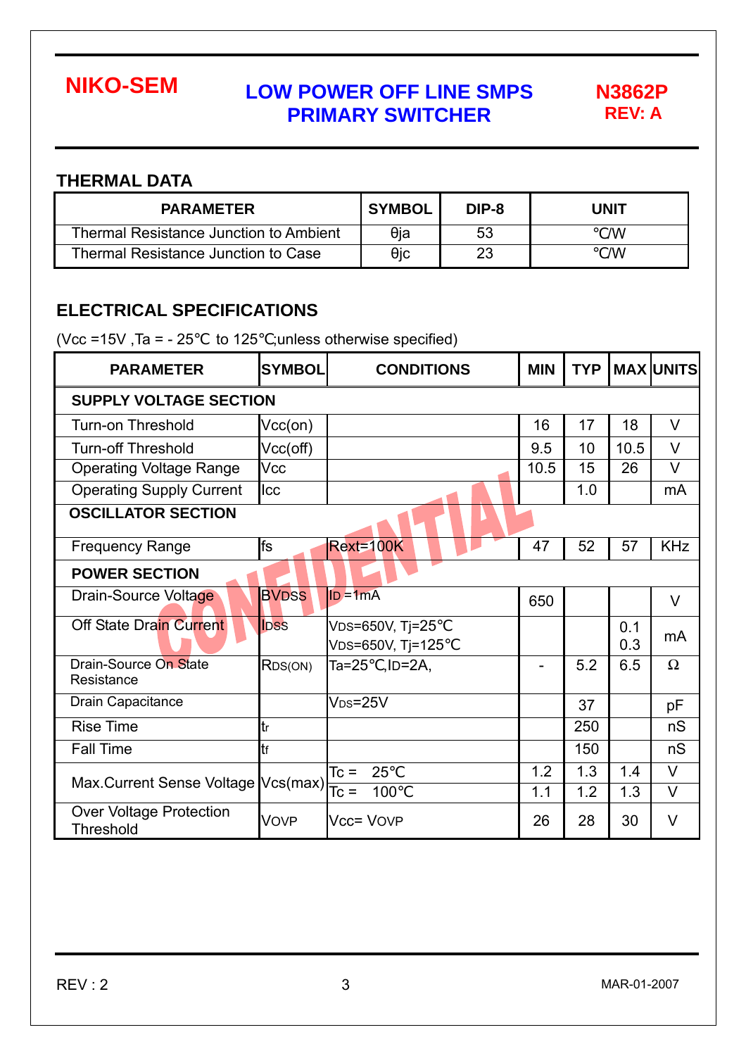## THERMAL DATA

| PARAMETER | SYMBOL | DIP-8 | UNIT |
|---|---|---|---|
| Thermal Resistance Junction to Ambient | θja | 53 | °C/W |
| Thermal Resistance Junction to Case | θjc | 23 | °C/W |

## ELECTRICAL SPECIFICATIONS

(Vcc =15V ,Ta = - 25°C to 125°C;unless otherwise specified)

| PARAMETER | SYMBOL | CONDITIONS | MIN | TYP | MAX | UNITS |
|---|---|---|---|---|---|---|
| **SUPPLY VOLTAGE SECTION** | | | | | | |
| Turn-on Threshold | Vcc(on) | | 16 | 17 | 18 | V |
| Turn-off Threshold | Vcc(off) | | 9.5 | 10 | 10.5 | V |
| Operating Voltage Range | Vcc | | 10.5 | 15 | 26 | V |
| Operating Supply Current | Icc | | | 1.0 | | mA |
| **OSCILLATOR SECTION** | | | | | | |
| Frequency Range | fs | Rext=100K | 47 | 52 | 57 | KHz |
| **POWER SECTION** | | | | | | |
| Drain-Source Voltage | $BV_{DSS}$ | $I_D$ =1mA | 650 | | | V |
| Off State Drain Current | $I_{DSS}$ | $V_{DS}$=650V, Tj=25°C<br>$V_{DS}$=650V, Tj=125°C | | | 0.1<br>0.3 | mA |
| Drain-Source On State Resistance | $R_{DS(ON)}$ | Ta=25°C,$I_D$=2A, | - | 5.2 | 6.5 | Ω |
| Drain Capacitance | | $V_{DS}$=25V | | 37 | | pF |
| Rise Time | $t_r$ | | | 250 | | nS |
| Fall Time | $t_f$ | | | 150 | | nS |
| Max.Current Sense Voltage | Vcs(max) | Tc = 25°C | 1.2 | 1.3 | 1.4 | V |
| | | Tc = 100°C | 1.1 | 1.2 | 1.3 | V |
| Over Voltage Protection Threshold | $V_{OVP}$ | Vcc= $V_{OVP}$ | 26 | 28 | 30 | V |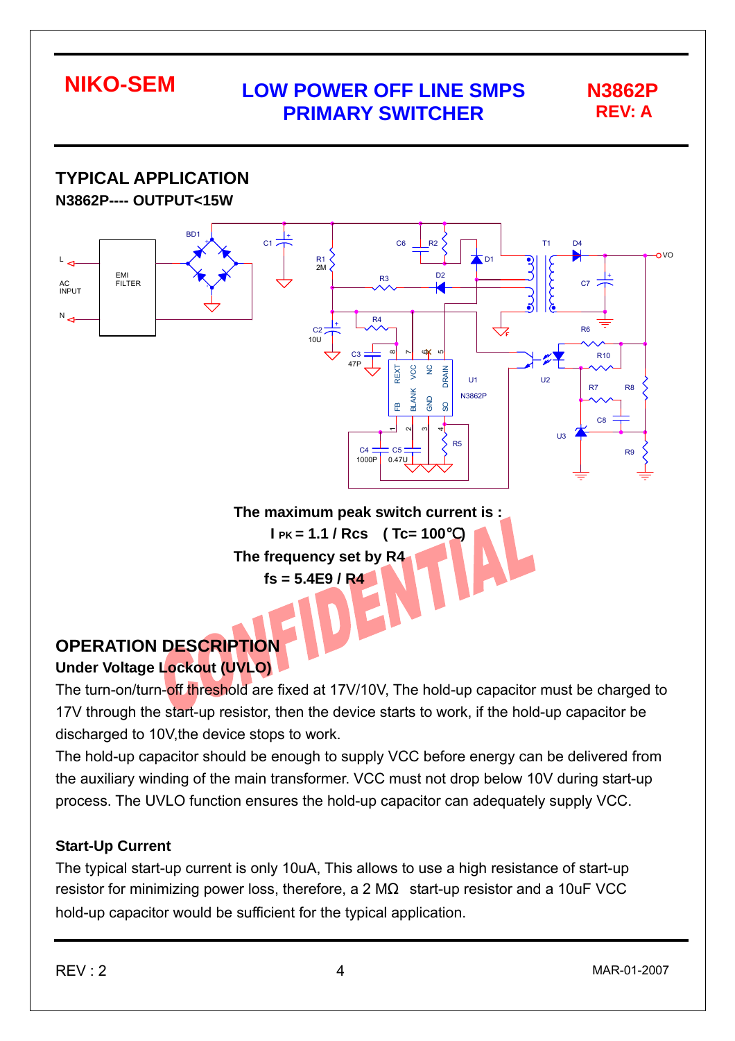## TYPICAL APPLICATION

**N3862P---- OUTPUT<15W**

**The maximum peak switch current is :**

$I_{PK} = 1.1 / Rcs$ ( Tc= 100℃)

**The frequency set by R4**

$fs = 5.4E9 / R4$

## OPERATION DESCRIPTION

### Under Voltage Lockout (UVLO)

The turn-on/turn-off threshold are fixed at 17V/10V, The hold-up capacitor must be charged to 17V through the start-up resistor, then the device starts to work, if the hold-up capacitor be discharged to 10V,the device stops to work.

The hold-up capacitor should be enough to supply VCC before energy can be delivered from the auxiliary winding of the main transformer. VCC must not drop below 10V during start-up process. The UVLO function ensures the hold-up capacitor can adequately supply VCC.

### Start-Up Current

The typical start-up current is only 10uA, This allows to use a high resistance of start-up resistor for minimizing power loss, therefore, a 2 MΩ start-up resistor and a 10uF VCC hold-up capacitor would be sufficient for the typical application.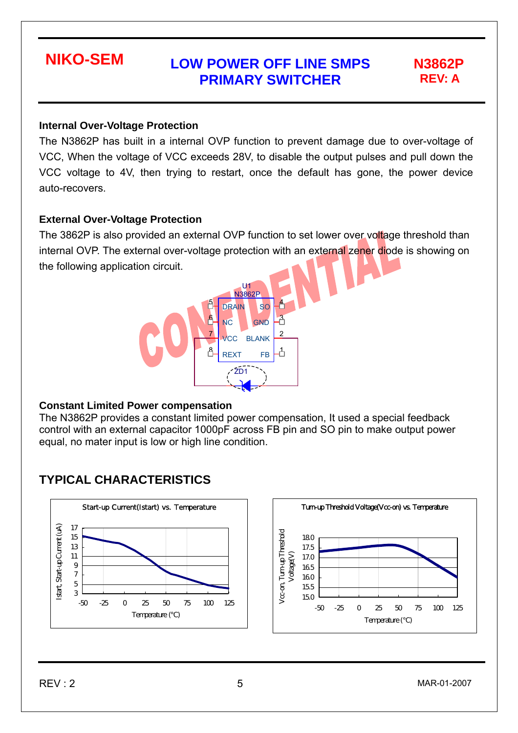### Internal Over-Voltage Protection

The N3862P has built in a internal OVP function to prevent damage due to over-voltage of VCC, When the voltage of VCC exceeds 28V, to disable the output pulses and pull down the VCC voltage to 4V, then trying to restart, once the default has gone, the power device auto-recovers.

### External Over-Voltage Protection

The 3862P is also provided an external OVP function to set lower over voltage threshold than internal OVP. The external over-voltage protection with an external zener diode is showing on the following application circuit.

### Constant Limited Power compensation

The N3862P provides a constant limited power compensation, It used a special feedback control with an external capacitor 1000pF across FB pin and SO pin to make output power equal, no mater input is low or high line condition.

## TYPICAL CHARACTERISTICS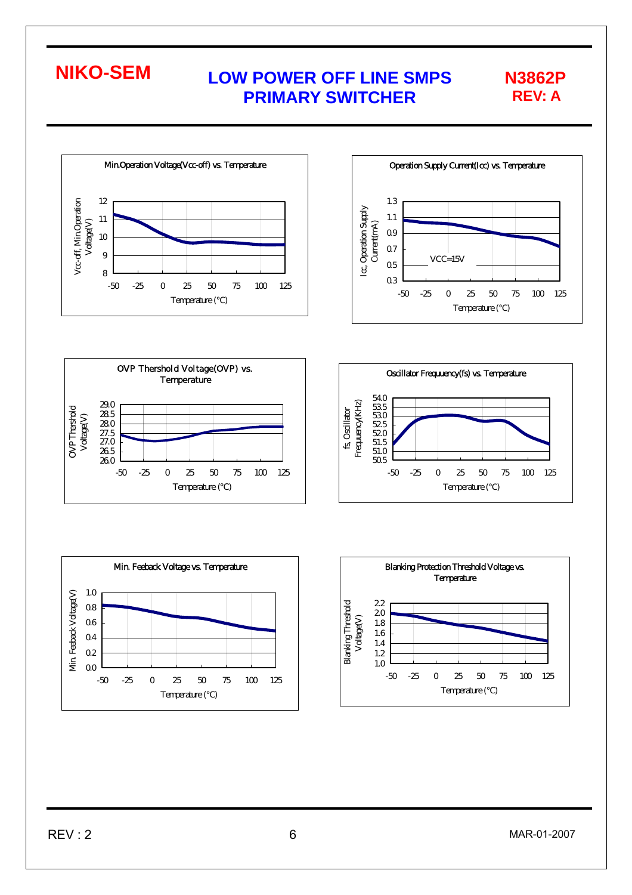Min.Operation Voltage(Vcc-off) vs. Temperature

Vcc-off, Min.Operation Voltage(V)

12
11
10
9
8

-50 -25 0 25 50 75 100 125

Temperature (°C)

Operation Supply Current(Icc) vs. Temperature

Icc, Operation Supply Current(mA)

1.3
1.1
0.9
0.7
0.5
0.3

VCC=15V

-50 -25 0 25 50 75 100 125

Temperature (°C)

OVP Thershold Voltage(OVP) vs. Temperature

OVP Threshold Voltage(V)

29.0
28.5
28.0
27.5
27.0
26.5
26.0

-50 -25 0 25 50 75 100 125

Temperature (°C)

Oscillator Frequency(fs) vs. Temperature

fs, Oscillator Frequency(KHz)

54.0
53.5
53.0
52.5
52.0
51.5
51.0
50.5

-50 -25 0 25 50 75 100 125

Temperature (°C)

Min. Feeback Voltage vs. Temperature

Min. Feeback Voltage(V)

1.0
0.8
0.6
0.4
0.2
0.0

-50 -25 0 25 50 75 100 125

Temperature (°C)

Blanking Protection Threshold Voltage vs. Temperature

Blanking Threshold Voltage(V)

2.2
2.0
1.8
1.6
1.4
1.2
1.0

-50 -25 0 25 50 75 100 125

Temperature (°C)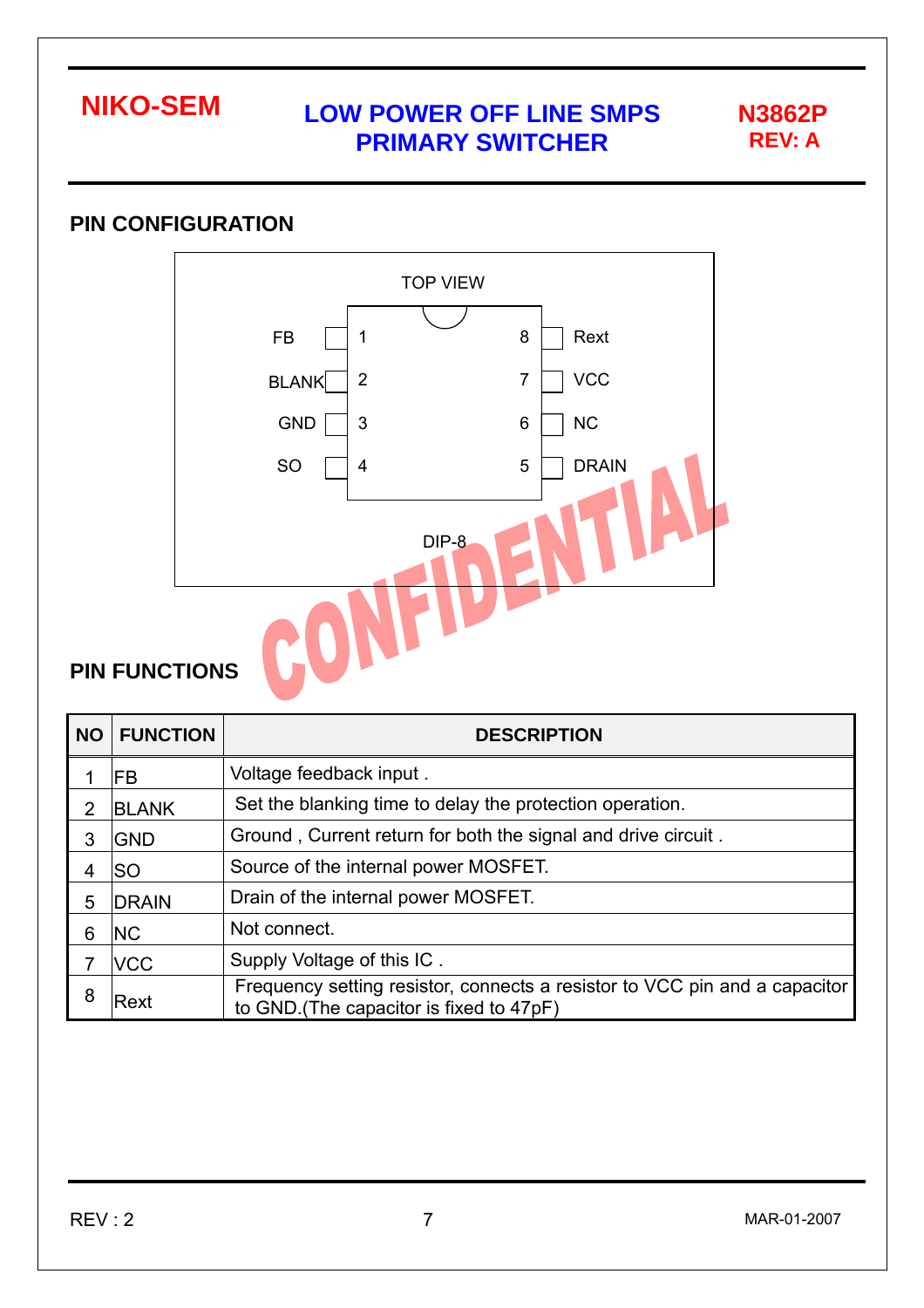## PIN CONFIGURATION

TOP VIEW

| Pin | Name | | Pin | Name |
|---|---|---|---|---|
| 1 | FB | | 8 | Rext |
| 2 | BLANK | | 7 | VCC |
| 3 | GND | | 6 | NC |
| 4 | SO | | 5 | DRAIN |

DIP-8

## PIN FUNCTIONS

| NO | FUNCTION | DESCRIPTION |
|---|---|---|
| 1 | FB | Voltage feedback input . |
| 2 | BLANK | Set the blanking time to delay the protection operation. |
| 3 | GND | Ground , Current return for both the signal and drive circuit . |
| 4 | SO | Source of the internal power MOSFET. |
| 5 | DRAIN | Drain of the internal power MOSFET. |
| 6 | NC | Not connect. |
| 7 | VCC | Supply Voltage of this IC . |
| 8 | Rext | Frequency setting resistor, connects a resistor to VCC pin and a capacitor to GND.(The capacitor is fixed to 47pF) |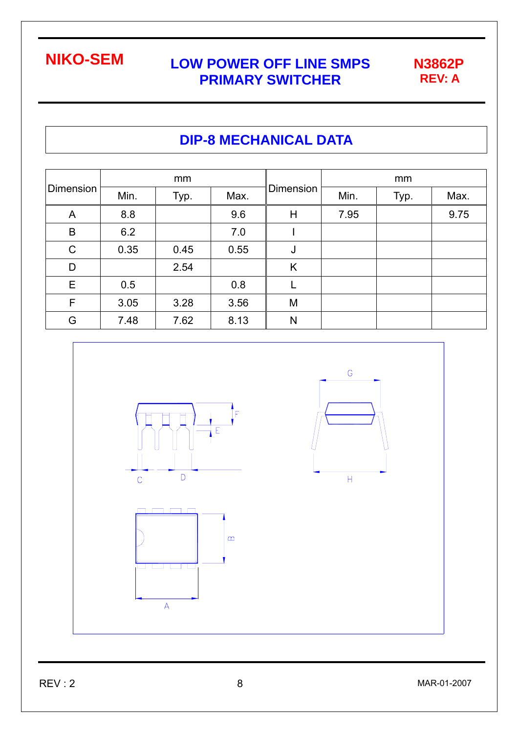## DIP-8 MECHANICAL DATA

| Dimension | mm | | | Dimension | mm | | |
|---|---|---|---|---|---|---|---|
| | Min. | Typ. | Max. | | Min. | Typ. | Max. |
| A | 8.8 | | 9.6 | H | 7.95 | | 9.75 |
| B | 6.2 | | 7.0 | I | | | |
| C | 0.35 | 0.45 | 0.55 | J | | | |
| D | | 2.54 | | K | | | |
| E | 0.5 | | 0.8 | L | | | |
| F | 3.05 | 3.28 | 3.56 | M | | | |
| G | 7.48 | 7.62 | 8.13 | N | | | |

G

F

E

C

D

H

B

A